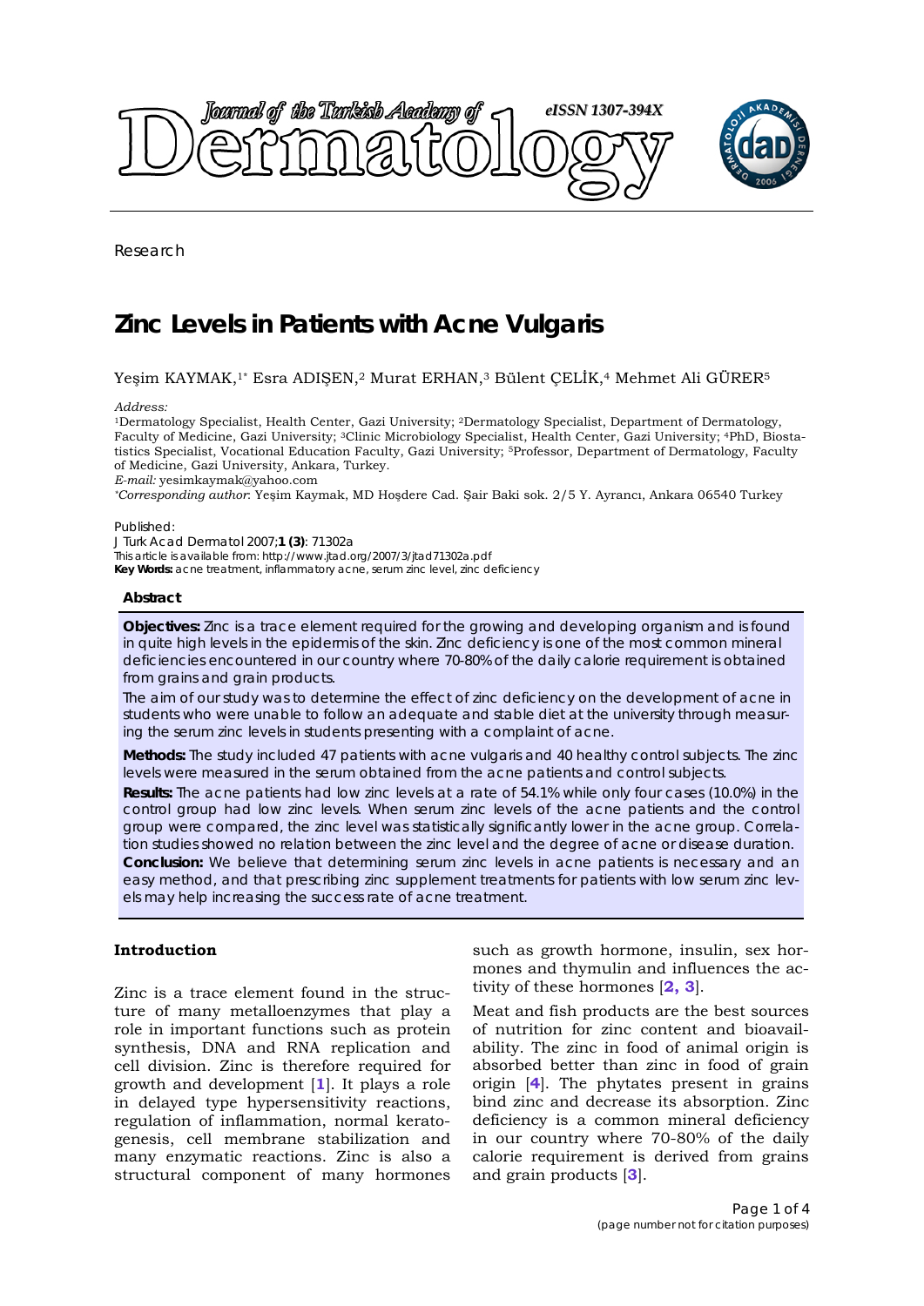Research

# Zinc Levels in Patients with Acne Vulgaris

Yeşim KAYMAK,[1*] Esra ADIŞEN,[2] Murat ERHAN,[3] Bülent ÇELİK,[4] Mehmet Ali GÜRER[5]

*Address:*
[1]Dermatology Specialist, Health Center, Gazi University; [2]Dermatology Specialist, Department of Dermatology, Faculty of Medicine, Gazi University; [3]Clinic Microbiology Specialist, Health Center, Gazi University; [4]PhD, Biostatistics Specialist, Vocational Education Faculty, Gazi University; [5]Professor, Department of Dermatology, Faculty of Medicine, Gazi University, Ankara, Turkey.
*E-mail:* yesimkaymak@yahoo.com
*\*Corresponding author*: Yeşim Kaymak, MD Hoşdere Cad. Şair Baki sok. 2/5 Y. Ayrancı, Ankara 06540 Turkey

Published:
J Turk Acad Dermatol 2007;**1 (3)**: 71302a
This article is available from: http://www.jtad.org/2007/3/jtad71302a.pdf
**Key Words:** acne treatment, inflammatory acne, serum zinc level, zinc deficiency

## Abstract

**Objectives:** Zinc is a trace element required for the growing and developing organism and is found in quite high levels in the epidermis of the skin. Zinc deficiency is one of the most common mineral deficiencies encountered in our country where 70-80% of the daily calorie requirement is obtained from grains and grain products.

The aim of our study was to determine the effect of zinc deficiency on the development of acne in students who were unable to follow an adequate and stable diet at the university through measuring the serum zinc levels in students presenting with a complaint of acne.

**Methods:** The study included 47 patients with acne vulgaris and 40 healthy control subjects. The zinc levels were measured in the serum obtained from the acne patients and control subjects.

**Results:** The acne patients had low zinc levels at a rate of 54.1% while only four cases (10.0%) in the control group had low zinc levels. When serum zinc levels of the acne patients and the control group were compared, the zinc level was statistically significantly lower in the acne group. Correlation studies showed no relation between the zinc level and the degree of acne or disease duration.

**Conclusion:** We believe that determining serum zinc levels in acne patients is necessary and an easy method, and that prescribing zinc supplement treatments for patients with low serum zinc levels may help increasing the success rate of acne treatment.

## Introduction

Zinc is a trace element found in the structure of many metalloenzymes that play a role in important functions such as protein synthesis, DNA and RNA replication and cell division. Zinc is therefore required for growth and development [1]. It plays a role in delayed type hypersensitivity reactions, regulation of inflammation, normal keratogenesis, cell membrane stabilization and many enzymatic reactions. Zinc is also a structural component of many hormones such as growth hormone, insulin, sex hormones and thymulin and influences the activity of these hormones [2, 3].

Meat and fish products are the best sources of nutrition for zinc content and bioavailability. The zinc in food of animal origin is absorbed better than zinc in food of grain origin [4]. The phytates present in grains bind zinc and decrease its absorption. Zinc deficiency is a common mineral deficiency in our country where 70-80% of the daily calorie requirement is derived from grains and grain products [3].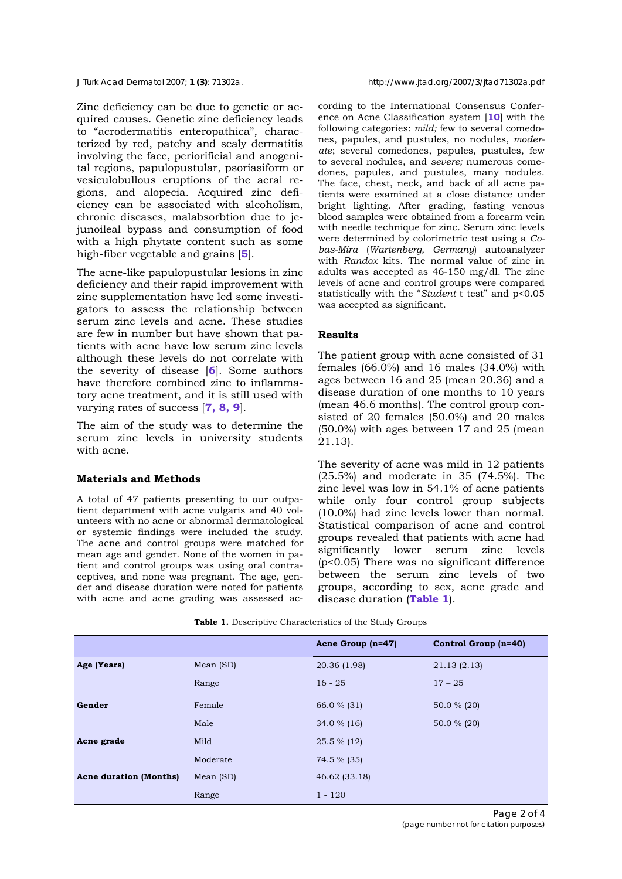Zinc deficiency can be due to genetic or acquired causes. Genetic zinc deficiency leads to "acrodermatitis enteropathica", characterized by red, patchy and scaly dermatitis involving the face, periorificial and anogenital regions, papulopustular, psoriasiform or vesiculobullous eruptions of the acral regions, and alopecia. Acquired zinc deficiency can be associated with alcoholism, chronic diseases, malabsorbtion due to jejunoileal bypass and consumption of food with a high phytate content such as some high-fiber vegetable and grains [5].

The acne-like papulopustular lesions in zinc deficiency and their rapid improvement with zinc supplementation have led some investigators to assess the relationship between serum zinc levels and acne. These studies are few in number but have shown that patients with acne have low serum zinc levels although these levels do not correlate with the severity of disease [6]. Some authors have therefore combined zinc to inflammatory acne treatment, and it is still used with varying rates of success [7, 8, 9].

The aim of the study was to determine the serum zinc levels in university students with acne.

## Materials and Methods

A total of 47 patients presenting to our outpatient department with acne vulgaris and 40 volunteers with no acne or abnormal dermatological or systemic findings were included the study. The acne and control groups were matched for mean age and gender. None of the women in patient and control groups was using oral contraceptives, and none was pregnant. The age, gender and disease duration were noted for patients with acne and acne grading was assessed according to the International Consensus Conference on Acne Classification system [10] with the following categories: *mild;* few to several comedones, papules, and pustules, no nodules, *moderate*; several comedones, papules, pustules, few to several nodules, and *severe;* numerous comedones, papules, and pustules, many nodules. The face, chest, neck, and back of all acne patients were examined at a close distance under bright lighting. After grading, fasting venous blood samples were obtained from a forearm vein with needle technique for zinc. Serum zinc levels were determined by colorimetric test using a *Cobas-Mira* (*Wartenberg, Germany*) autoanalyzer with *Randox* kits. The normal value of zinc in adults was accepted as 46-150 mg/dl. The zinc levels of acne and control groups were compared statistically with the "*Student* t test" and $p<0.05$ was accepted as significant.

## Results

The patient group with acne consisted of 31 females (66.0%) and 16 males (34.0%) with ages between 16 and 25 (mean 20.36) and a disease duration of one months to 10 years (mean 46.6 months). The control group consisted of 20 females (50.0%) and 20 males (50.0%) with ages between 17 and 25 (mean 21.13).

The severity of acne was mild in 12 patients (25.5%) and moderate in 35 (74.5%). The zinc level was low in 54.1% of acne patients while only four control group subjects (10.0%) had zinc levels lower than normal. Statistical comparison of acne and control groups revealed that patients with acne had significantly lower serum zinc levels ($p<0.05$) There was no significant difference between the serum zinc levels of two groups, according to sex, acne grade and disease duration (**Table 1**).

**Table 1.** Descriptive Characteristics of the Study Groups

| | | Acne Group (n=47) | Control Group (n=40) |
|---|---|---|---|
| **Age (Years)** | Mean (SD) | 20.36 (1.98) | 21.13 (2.13) |
| | Range | 16 - 25 | 17 – 25 |
| **Gender** | Female | 66.0 % (31) | 50.0 % (20) |
| | Male | 34.0 % (16) | 50.0 % (20) |
| **Acne grade** | Mild | 25.5 % (12) | |
| | Moderate | 74.5 % (35) | |
| **Acne duration (Months)** | Mean (SD) | 46.62 (33.18) | |
| | Range | 1 - 120 | |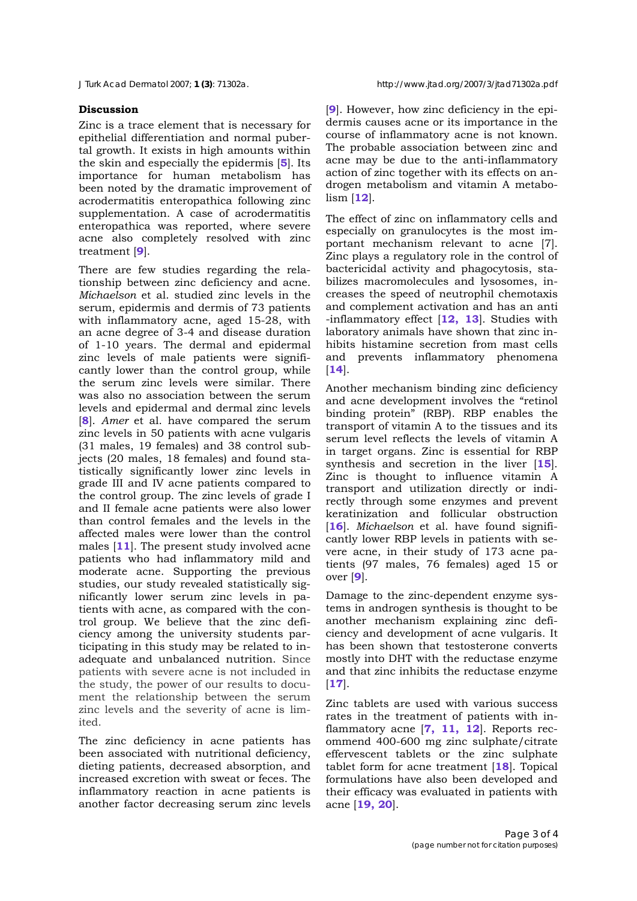## Discussion

Zinc is a trace element that is necessary for epithelial differentiation and normal pubertal growth. It exists in high amounts within the skin and especially the epidermis [5]. Its importance for human metabolism has been noted by the dramatic improvement of acrodermatitis enteropathica following zinc supplementation. A case of acrodermatitis enteropathica was reported, where severe acne also completely resolved with zinc treatment [9].

There are few studies regarding the relationship between zinc deficiency and acne. *Michaelson* et al. studied zinc levels in the serum, epidermis and dermis of 73 patients with inflammatory acne, aged 15-28, with an acne degree of 3-4 and disease duration of 1-10 years. The dermal and epidermal zinc levels of male patients were significantly lower than the control group, while the serum zinc levels were similar. There was also no association between the serum levels and epidermal and dermal zinc levels [8]. *Amer* et al. have compared the serum zinc levels in 50 patients with acne vulgaris (31 males, 19 females) and 38 control subjects (20 males, 18 females) and found statistically significantly lower zinc levels in grade III and IV acne patients compared to the control group. The zinc levels of grade I and II female acne patients were also lower than control females and the levels in the affected males were lower than the control males [11]. The present study involved acne patients who had inflammatory mild and moderate acne. Supporting the previous studies, our study revealed statistically significantly lower serum zinc levels in patients with acne, as compared with the control group. We believe that the zinc deficiency among the university students participating in this study may be related to inadequate and unbalanced nutrition. Since patients with severe acne is not included in the study, the power of our results to document the relationship between the serum zinc levels and the severity of acne is limited.

The zinc deficiency in acne patients has been associated with nutritional deficiency, dieting patients, decreased absorption, and increased excretion with sweat or feces. The inflammatory reaction in acne patients is another factor decreasing serum zinc levels [9]. However, how zinc deficiency in the epidermis causes acne or its importance in the course of inflammatory acne is not known. The probable association between zinc and acne may be due to the anti-inflammatory action of zinc together with its effects on androgen metabolism and vitamin A metabolism [12].

The effect of zinc on inflammatory cells and especially on granulocytes is the most important mechanism relevant to acne [7]. Zinc plays a regulatory role in the control of bactericidal activity and phagocytosis, stabilizes macromolecules and lysosomes, increases the speed of neutrophil chemotaxis and complement activation and has an anti-inflammatory effect [12, 13]. Studies with laboratory animals have shown that zinc inhibits histamine secretion from mast cells and prevents inflammatory phenomena [14].

Another mechanism binding zinc deficiency and acne development involves the "retinol binding protein" (RBP). RBP enables the transport of vitamin A to the tissues and its serum level reflects the levels of vitamin A in target organs. Zinc is essential for RBP synthesis and secretion in the liver [15]. Zinc is thought to influence vitamin A transport and utilization directly or indirectly through some enzymes and prevent keratinization and follicular obstruction [16]. *Michaelson* et al. have found significantly lower RBP levels in patients with severe acne, in their study of 173 acne patients (97 males, 76 females) aged 15 or over [9].

Damage to the zinc-dependent enzyme systems in androgen synthesis is thought to be another mechanism explaining zinc deficiency and development of acne vulgaris. It has been shown that testosterone converts mostly into DHT with the reductase enzyme and that zinc inhibits the reductase enzyme [17].

Zinc tablets are used with various success rates in the treatment of patients with inflammatory acne [7, 11, 12]. Reports recommend 400-600 mg zinc sulphate/citrate effervescent tablets or the zinc sulphate tablet form for acne treatment [18]. Topical formulations have also been developed and their efficacy was evaluated in patients with acne [19, 20].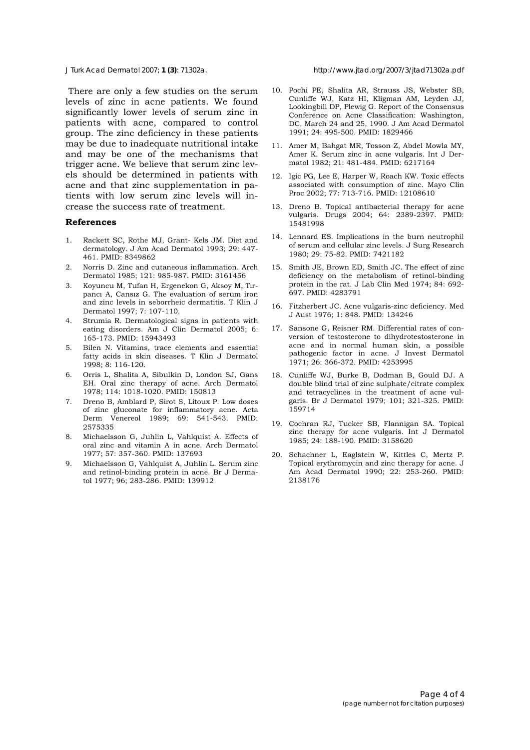There are only a few studies on the serum levels of zinc in acne patients. We found significantly lower levels of serum zinc in patients with acne, compared to control group. The zinc deficiency in these patients may be due to inadequate nutritional intake and may be one of the mechanisms that trigger acne. We believe that serum zinc levels should be determined in patients with acne and that zinc supplementation in patients with low serum zinc levels will increase the success rate of treatment.

## References

1. Rackett SC, Rothe MJ, Grant- Kels JM. Diet and dermatology. J Am Acad Dermatol 1993; 29: 447-461. PMID: 8349862
2. Norris D. Zinc and cutaneous inflammation. Arch Dermatol 1985; 121: 985-987. PMID: 3161456
3. Koyuncu M, Tufan H, Ergenekon G, Aksoy M, Tırpancı A, Cansız G. The evaluation of serum iron and zinc levels in seborrheic dermatitis. T Klin J Dermatol 1997; 7: 107-110.
4. Strumia R. Dermatological signs in patients with eating disorders. Am J Clin Dermatol 2005; 6: 165-173. PMID: 15943493
5. Bilen N. Vitamins, trace elements and essential fatty acids in skin diseases. T Klin J Dermatol 1998; 8: 116-120.
6. Orris L, Shalita A, Sibulkin D, London SJ, Gans EH. Oral zinc therapy of acne. Arch Dermatol 1978; 114: 1018-1020. PMID: 150813
7. Dreno B, Amblard P, Sirot S, Litoux P. Low doses of zinc gluconate for inflammatory acne. Acta Derm Venereol 1989; 69: 541-543. PMID: 2575335
8. Michaelsson G, Juhlin L, Vahlquist A. Effects of oral zinc and vitamin A in acne. Arch Dermatol 1977; 57: 357-360. PMID: 137693
9. Michaelsson G, Vahlquist A, Juhlin L. Serum zinc and retinol-binding protein in acne. Br J Dermatol 1977; 96; 283-286. PMID: 139912
10. Pochi PE, Shalita AR, Strauss JS, Webster SB, Cunliffe WJ, Katz HI, Kligman AM, Leyden JJ, Lookingbill DP, Plewig G. Report of the Consensus Conference on Acne Classification: Washington, DC, March 24 and 25, 1990. J Am Acad Dermatol 1991; 24: 495-500. PMID: 1829466
11. Amer M, Bahgat MR, Tosson Z, Abdel Mowla MY, Amer K. Serum zinc in acne vulgaris. Int J Dermatol 1982; 21: 481-484. PMID: 6217164
12. Igic PG, Lee E, Harper W, Roach KW. Toxic effects associated with consumption of zinc. Mayo Clin Proc 2002; 77: 713-716. PMID: 12108610
13. Dreno B. Topical antibacterial therapy for acne vulgaris. Drugs 2004; 64: 2389-2397. PMID: 15481998
14. Lennard ES. Implications in the burn neutrophil of serum and cellular zinc levels. J Surg Research 1980; 29: 75-82. PMID: 7421182
15. Smith JE, Brown ED, Smith JC. The effect of zinc deficiency on the metabolism of retinol-binding protein in the rat. J Lab Clin Med 1974; 84: 692-697. PMID: 4283791
16. Fitzherbert JC. Acne vulgaris-zinc deficiency. Med J Aust 1976; 1: 848. PMID: 134246
17. Sansone G, Reisner RM. Differential rates of conversion of testosterone to dihydrotestosterone in acne and in normal human skin, a possible pathogenic factor in acne. J Invest Dermatol 1971; 26: 366-372. PMID: 4253995
18. Cunliffe WJ, Burke B, Dodman B, Gould DJ. A double blind trial of zinc sulphate/citrate complex and tetracyclines in the treatment of acne vulgaris. Br J Dermatol 1979; 101; 321-325. PMID: 159714
19. Cochran RJ, Tucker SB, Flannigan SA. Topical zinc therapy for acne vulgaris. Int J Dermatol 1985; 24: 188-190. PMID: 3158620
20. Schachner L, Eaglstein W, Kittles C, Mertz P. Topical erythromycin and zinc therapy for acne. J Am Acad Dermatol 1990; 22: 253-260. PMID: 2138176